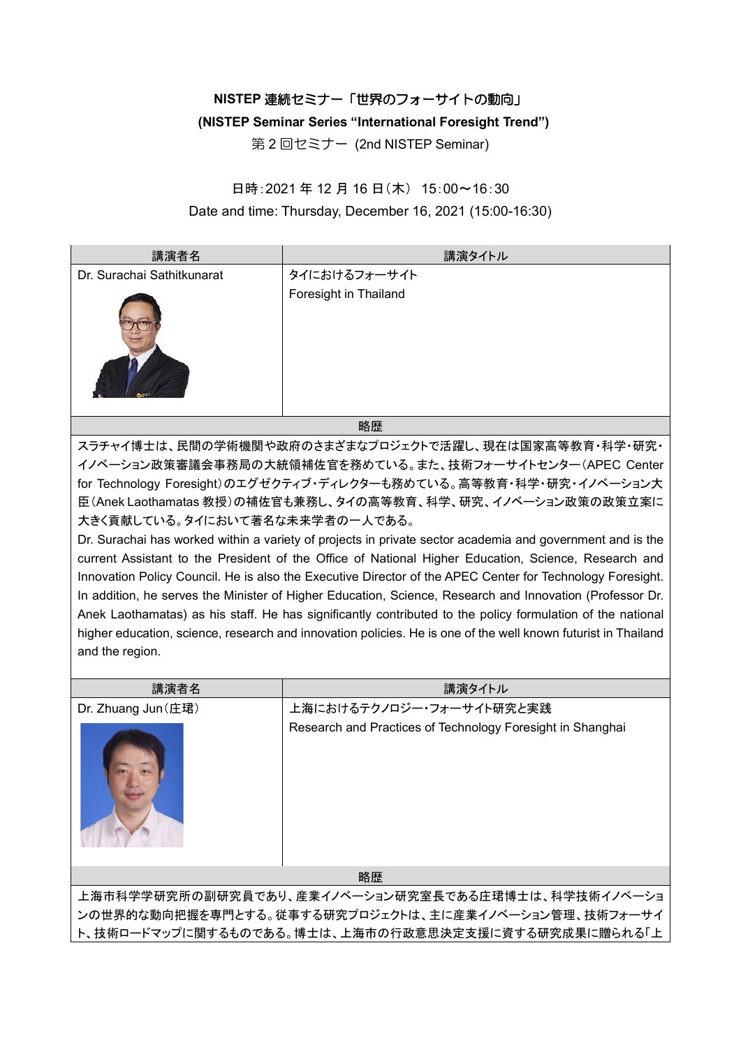**NISTEP 連続セミナー「世界のフォーサイトの動向」**

**(NISTEP Seminar Series "International Foresight Trend")**

第 2 回セミナー (2nd NISTEP Seminar)

日時：2021 年 12 月 16 日（木） 15：00～16：30

Date and time: Thursday, December 16, 2021 (15:00-16:30)

| 講演者名 | 講演タイトル |
|---|---|
| Dr. Surachai Sathitkunarat | タイにおけるフォーサイト<br>Foresight in Thailand |

**略歴**

スラチャイ博士は、民間の学術機関や政府のさまざまなプロジェクトで活躍し、現在は国家高等教育・科学・研究・イノベーション政策審議会事務局の大統領補佐官を務めている。また、技術フォーサイトセンター（APEC Center for Technology Foresight）のエグゼクティブ・ディレクターも務めている。高等教育・科学・研究・イノベーション大臣（Anek Laothamatas 教授）の補佐官も兼務し、タイの高等教育、科学、研究、イノベーション政策の政策立案に大きく貢献している。タイにおいて著名な未来学者の一人である。

Dr. Surachai has worked within a variety of projects in private sector academia and government and is the current Assistant to the President of the Office of National Higher Education, Science, Research and Innovation Policy Council. He is also the Executive Director of the APEC Center for Technology Foresight. In addition, he serves the Minister of Higher Education, Science, Research and Innovation (Professor Dr. Anek Laothamatas) as his staff. He has significantly contributed to the policy formulation of the national higher education, science, research and innovation policies. He is one of the well known futurist in Thailand and the region.

| 講演者名 | 講演タイトル |
|---|---|
| Dr. Zhuang Jun（庄珺） | 上海におけるテクノロジー・フォーサイト研究と実践<br>Research and Practices of Technology Foresight in Shanghai |

**略歴**

上海市科学学研究所の副研究員であり、産業イノベーション研究室長である庄珺博士は、科学技術イノベーションの世界的な動向把握を専門とする。従事する研究プロジェクトは、主に産業イノベーション管理、技術フォーサイト、技術ロードマップに関するものである。博士は、上海市の行政意思決定支援に資する研究成果に贈られる「上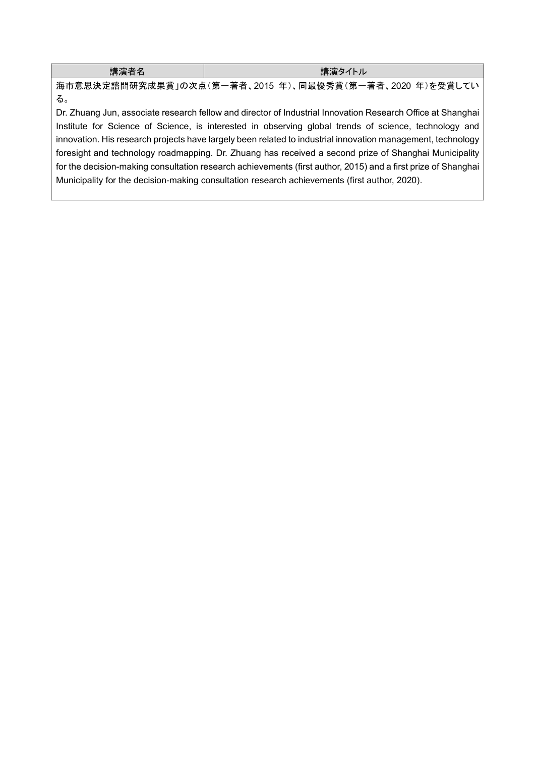| 講演者名 | 講演タイトル |
| --- | --- |
| 海市意思決定諮問研究成果賞」の次点（第一著者、2015 年）、同最優秀賞（第一著者、2020 年）を受賞している。<br>Dr. Zhuang Jun, associate research fellow and director of Industrial Innovation Research Office at Shanghai Institute for Science of Science, is interested in observing global trends of science, technology and innovation. His research projects have largely been related to industrial innovation management, technology foresight and technology roadmapping. Dr. Zhuang has received a second prize of Shanghai Municipality for the decision-making consultation research achievements (first author, 2015) and a first prize of Shanghai Municipality for the decision-making consultation research achievements (first author, 2020). | |